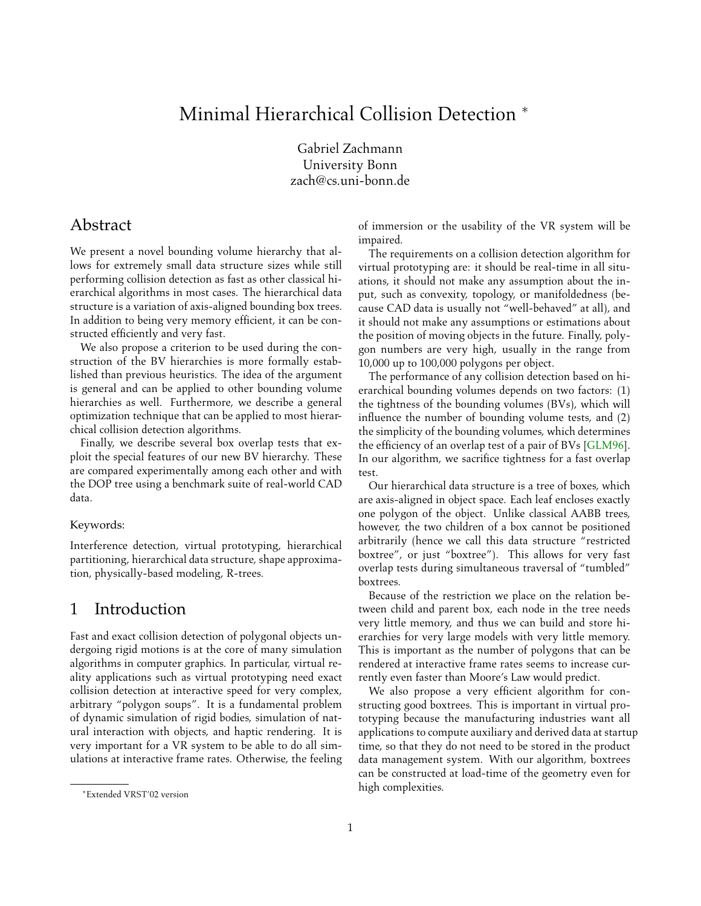# Minimal Hierarchical Collision Detection *

Gabriel Zachmann
University Bonn
zach@cs.uni-bonn.de

## Abstract

We present a novel bounding volume hierarchy that allows for extremely small data structure sizes while still performing collision detection as fast as other classical hierarchical algorithms in most cases. The hierarchical data structure is a variation of axis-aligned bounding box trees. In addition to being very memory efficient, it can be constructed efficiently and very fast.

We also propose a criterion to be used during the construction of the BV hierarchies is more formally established than previous heuristics. The idea of the argument is general and can be applied to other bounding volume hierarchies as well. Furthermore, we describe a general optimization technique that can be applied to most hierarchical collision detection algorithms.

Finally, we describe several box overlap tests that exploit the special features of our new BV hierarchy. These are compared experimentally among each other and with the DOP tree using a benchmark suite of real-world CAD data.

Keywords:

Interference detection, virtual prototyping, hierarchical partitioning, hierarchical data structure, shape approximation, physically-based modeling, R-trees.

## 1 Introduction

Fast and exact collision detection of polygonal objects undergoing rigid motions is at the core of many simulation algorithms in computer graphics. In particular, virtual reality applications such as virtual prototyping need exact collision detection at interactive speed for very complex, arbitrary "polygon soups". It is a fundamental problem of dynamic simulation of rigid bodies, simulation of natural interaction with objects, and haptic rendering. It is very important for a VR system to be able to do all simulations at interactive frame rates. Otherwise, the feeling of immersion or the usability of the VR system will be impaired.

The requirements on a collision detection algorithm for virtual prototyping are: it should be real-time in all situations, it should not make any assumption about the input, such as convexity, topology, or manifoldedness (because CAD data is usually not "well-behaved" at all), and it should not make any assumptions or estimations about the position of moving objects in the future. Finally, polygon numbers are very high, usually in the range from 10,000 up to 100,000 polygons per object.

The performance of any collision detection based on hierarchical bounding volumes depends on two factors: (1) the tightness of the bounding volumes (BVs), which will influence the number of bounding volume tests, and (2) the simplicity of the bounding volumes, which determines the efficiency of an overlap test of a pair of BVs [GLM96]. In our algorithm, we sacrifice tightness for a fast overlap test.

Our hierarchical data structure is a tree of boxes, which are axis-aligned in object space. Each leaf encloses exactly one polygon of the object. Unlike classical AABB trees, however, the two children of a box cannot be positioned arbitrarily (hence we call this data structure "restricted boxtree", or just "boxtree"). This allows for very fast overlap tests during simultaneous traversal of "tumbled" boxtrees.

Because of the restriction we place on the relation between child and parent box, each node in the tree needs very little memory, and thus we can build and store hierarchies for very large models with very little memory. This is important as the number of polygons that can be rendered at interactive frame rates seems to increase currently even faster than Moore's Law would predict.

We also propose a very efficient algorithm for constructing good boxtrees. This is important in virtual prototyping because the manufacturing industries want all applications to compute auxiliary and derived data at startup time, so that they do not need to be stored in the product data management system. With our algorithm, boxtrees can be constructed at load-time of the geometry even for high complexities.

*Extended VRST'02 version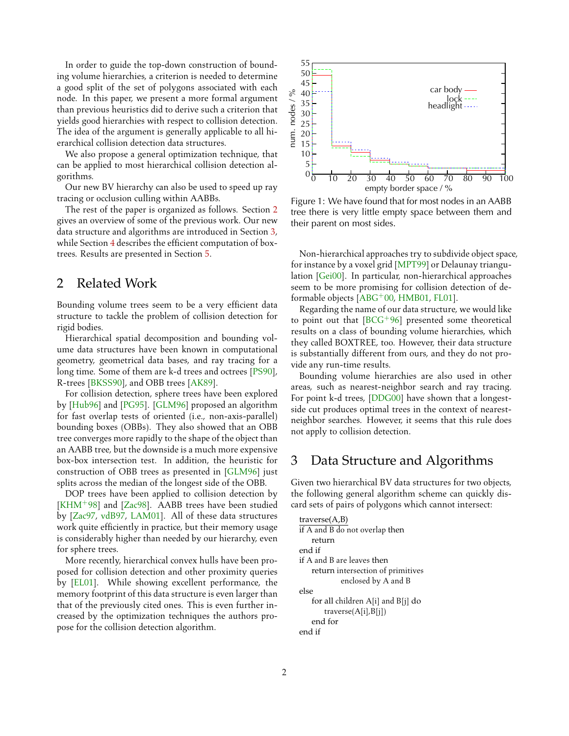In order to guide the top-down construction of bounding volume hierarchies, a criterion is needed to determine a good split of the set of polygons associated with each node. In this paper, we present a more formal argument than previous heuristics did to derive such a criterion that yields good hierarchies with respect to collision detection. The idea of the argument is generally applicable to all hierarchical collision detection data structures.

We also propose a general optimization technique, that can be applied to most hierarchical collision detection algorithms.

Our new BV hierarchy can also be used to speed up ray tracing or occlusion culling within AABBs.

The rest of the paper is organized as follows. Section 2 gives an overview of some of the previous work. Our new data structure and algorithms are introduced in Section 3, while Section 4 describes the efficient computation of boxtrees. Results are presented in Section 5.

## 2 Related Work

Bounding volume trees seem to be a very efficient data structure to tackle the problem of collision detection for rigid bodies.

Hierarchical spatial decomposition and bounding volume data structures have been known in computational geometry, geometrical data bases, and ray tracing for a long time. Some of them are k-d trees and octrees [PS90], R-trees [BKSS90], and OBB trees [AK89].

For collision detection, sphere trees have been explored by [Hub96] and [PG95]. [GLM96] proposed an algorithm for fast overlap tests of oriented (i.e., non-axis-parallel) bounding boxes (OBBs). They also showed that an OBB tree converges more rapidly to the shape of the object than an AABB tree, but the downside is a much more expensive box-box intersection test. In addition, the heuristic for construction of OBB trees as presented in [GLM96] just splits across the median of the longest side of the OBB.

DOP trees have been applied to collision detection by [KHM+98] and [Zac98]. AABB trees have been studied by [Zac97, vdB97, LAM01]. All of these data structures work quite efficiently in practice, but their memory usage is considerably higher than needed by our hierarchy, even for sphere trees.

More recently, hierarchical convex hulls have been proposed for collision detection and other proximity queries by [EL01]. While showing excellent performance, the memory footprint of this data structure is even larger than that of the previously cited ones. This is even further increased by the optimization techniques the authors propose for the collision detection algorithm.

Figure 1: We have found that for most nodes in an AABB tree there is very little empty space between them and their parent on most sides.

Non-hierarchical approaches try to subdivide object space, for instance by a voxel grid [MPT99] or Delaunay triangulation [Gei00]. In particular, non-hierarchical approaches seem to be more promising for collision detection of deformable objects [ABG+00, HMB01, FL01].

Regarding the name of our data structure, we would like to point out that [BCG+96] presented some theoretical results on a class of bounding volume hierarchies, which they called BOXTREE, too. However, their data structure is substantially different from ours, and they do not provide any run-time results.

Bounding volume hierarchies are also used in other areas, such as nearest-neighbor search and ray tracing. For point k-d trees, [DDG00] have shown that a longest-side cut produces optimal trees in the context of nearest-neighbor searches. However, it seems that this rule does not apply to collision detection.

## 3 Data Structure and Algorithms

Given two hierarchical BV data structures for two objects, the following general algorithm scheme can quickly discard sets of pairs of polygons which cannot intersect:

```
traverse(A,B)
if A and B do not overlap then
    return
end if
if A and B are leaves then
    return intersection of primitives
           enclosed by A and B
else
    for all children A[i] and B[j] do
        traverse(A[i],B[j])
    end for
end if
```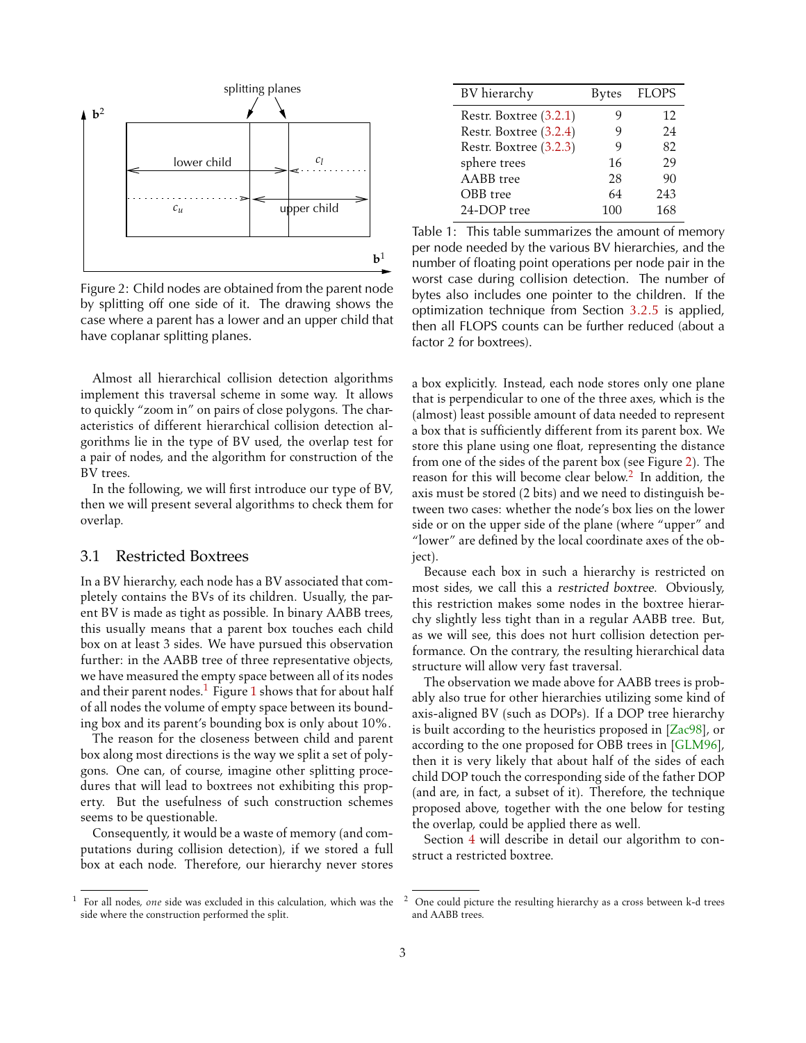Figure 2: Child nodes are obtained from the parent node by splitting off one side of it. The drawing shows the case where a parent has a lower and an upper child that have coplanar splitting planes.

| BV hierarchy | Bytes | FLOPS |
|---|---|---|
| Restr. Boxtree (3.2.1) | 9 | 12 |
| Restr. Boxtree (3.2.4) | 9 | 24 |
| Restr. Boxtree (3.2.3) | 9 | 82 |
| sphere trees | 16 | 29 |
| AABB tree | 28 | 90 |
| OBB tree | 64 | 243 |
| 24-DOP tree | 100 | 168 |

Table 1: This table summarizes the amount of memory per node needed by the various BV hierarchies, and the number of floating point operations per node pair in the worst case during collision detection. The number of bytes also includes one pointer to the children. If the optimization technique from Section 3.2.5 is applied, then all FLOPS counts can be further reduced (about a factor 2 for boxtrees).

Almost all hierarchical collision detection algorithms implement this traversal scheme in some way. It allows to quickly "zoom in" on pairs of close polygons. The characteristics of different hierarchical collision detection algorithms lie in the type of BV used, the overlap test for a pair of nodes, and the algorithm for construction of the BV trees.

In the following, we will first introduce our type of BV, then we will present several algorithms to check them for overlap.

## 3.1 Restricted Boxtrees

In a BV hierarchy, each node has a BV associated that completely contains the BVs of its children. Usually, the parent BV is made as tight as possible. In binary AABB trees, this usually means that a parent box touches each child box on at least 3 sides. We have pursued this observation further: in the AABB tree of three representative objects, we have measured the empty space between all of its nodes and their parent nodes.[1] Figure 1 shows that for about half of all nodes the volume of empty space between its bounding box and its parent's bounding box is only about 10%.

The reason for the closeness between child and parent box along most directions is the way we split a set of polygons. One can, of course, imagine other splitting procedures that will lead to boxtrees not exhibiting this property. But the usefulness of such construction schemes seems to be questionable.

Consequently, it would be a waste of memory (and computations during collision detection), if we stored a full box at each node. Therefore, our hierarchy never stores a box explicitly. Instead, each node stores only one plane that is perpendicular to one of the three axes, which is the (almost) least possible amount of data needed to represent a box that is sufficiently different from its parent box. We store this plane using one float, representing the distance from one of the sides of the parent box (see Figure 2). The reason for this will become clear below.[2] In addition, the axis must be stored (2 bits) and we need to distinguish between two cases: whether the node's box lies on the lower side or on the upper side of the plane (where "upper" and "lower" are defined by the local coordinate axes of the object).

Because each box in such a hierarchy is restricted on most sides, we call this a *restricted boxtree*. Obviously, this restriction makes some nodes in the boxtree hierarchy slightly less tight than in a regular AABB tree. But, as we will see, this does not hurt collision detection performance. On the contrary, the resulting hierarchical data structure will allow very fast traversal.

The observation we made above for AABB trees is probably also true for other hierarchies utilizing some kind of axis-aligned BV (such as DOPs). If a DOP tree hierarchy is built according to the heuristics proposed in [Zac98], or according to the one proposed for OBB trees in [GLM96], then it is very likely that about half of the sides of each child DOP touch the corresponding side of the father DOP (and are, in fact, a subset of it). Therefore, the technique proposed above, together with the one below for testing the overlap, could be applied there as well.

Section 4 will describe in detail our algorithm to construct a restricted boxtree.

[1] For all nodes, *one* side was excluded in this calculation, which was the side where the construction performed the split.

[2] One could picture the resulting hierarchy as a cross between k-d trees and AABB trees.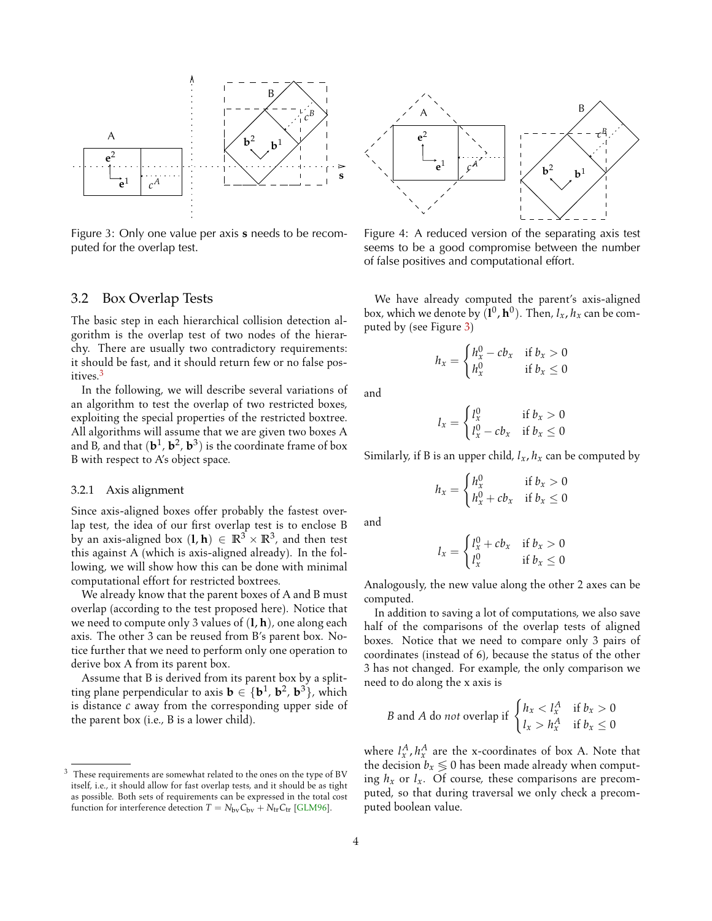Figure 3: Only one value per axis **s** needs to be recomputed for the overlap test.

Figure 4: A reduced version of the separating axis test seems to be a good compromise between the number of false positives and computational effort.

## 3.2 Box Overlap Tests

The basic step in each hierarchical collision detection algorithm is the overlap test of two nodes of the hierarchy. There are usually two contradictory requirements: it should be fast, and it should return few or no false positives.[3]

In the following, we will describe several variations of an algorithm to test the overlap of two restricted boxes, exploiting the special properties of the restricted boxtree. All algorithms will assume that we are given two boxes A and B, and that $(\mathbf{b}^1, \mathbf{b}^2, \mathbf{b}^3)$ is the coordinate frame of box B with respect to A's object space.

### 3.2.1 Axis alignment

Since axis-aligned boxes offer probably the fastest overlap test, the idea of our first overlap test is to enclose B by an axis-aligned box $(\mathbf{l}, \mathbf{h}) \in \mathbb{R}^3 \times \mathbb{R}^3$, and then test this against A (which is axis-aligned already). In the following, we will show how this can be done with minimal computational effort for restricted boxtrees.

We already know that the parent boxes of A and B must overlap (according to the test proposed here). Notice that we need to compute only 3 values of $(\mathbf{l}, \mathbf{h})$, one along each axis. The other 3 can be reused from B's parent box. Notice further that we need to perform only one operation to derive box A from its parent box.

Assume that B is derived from its parent box by a splitting plane perpendicular to axis $\mathbf{b} \in \{\mathbf{b}^1, \mathbf{b}^2, \mathbf{b}^3\}$, which is distance $c$ away from the corresponding upper side of the parent box (i.e., B is a lower child).

We have already computed the parent's axis-aligned box, which we denote by $(\mathbf{l}^0, \mathbf{h}^0)$. Then, $l_x, h_x$ can be computed by (see Figure 3)

$$h_x = \begin{cases} h_x^0 - cb_x & \text{if } b_x > 0 \\ h_x^0 & \text{if } b_x \leq 0 \end{cases}$$

and

$$l_x = \begin{cases} l_x^0 & \text{if } b_x > 0 \\ l_x^0 - cb_x & \text{if } b_x \leq 0 \end{cases}$$

Similarly, if B is an upper child, $l_x, h_x$ can be computed by

$$h_x = \begin{cases} h_x^0 & \text{if } b_x > 0 \\ h_x^0 + cb_x & \text{if } b_x \leq 0 \end{cases}$$

and

$$l_x = \begin{cases} l_x^0 + cb_x & \text{if } b_x > 0 \\ l_x^0 & \text{if } b_x \leq 0 \end{cases}$$

Analogously, the new value along the other 2 axes can be computed.

In addition to saving a lot of computations, we also save half of the comparisons of the overlap tests of aligned boxes. Notice that we need to compare only 3 pairs of coordinates (instead of 6), because the status of the other 3 has not changed. For example, the only comparison we need to do along the x axis is

$$B \text{ and } A \text{ do } \textit{not} \text{ overlap if } \begin{cases} h_x < l_x^A & \text{if } b_x > 0 \\ l_x > h_x^A & \text{if } b_x \leq 0 \end{cases}$$

where $l_x^A, h_x^A$ are the x-coordinates of box A. Note that the decision $b_x \lessgtr 0$ has been made already when computing $h_x$ or $l_x$. Of course, these comparisons are precomputed, so that during traversal we only check a precomputed boolean value.

[3] These requirements are somewhat related to the ones on the type of BV itself, i.e., it should allow for fast overlap tests, and it should be as tight as possible. Both sets of requirements can be expressed in the total cost function for interference detection $T = N_{\text{bv}} C_{\text{bv}} + N_{\text{tr}} C_{\text{tr}}$ [GLM96].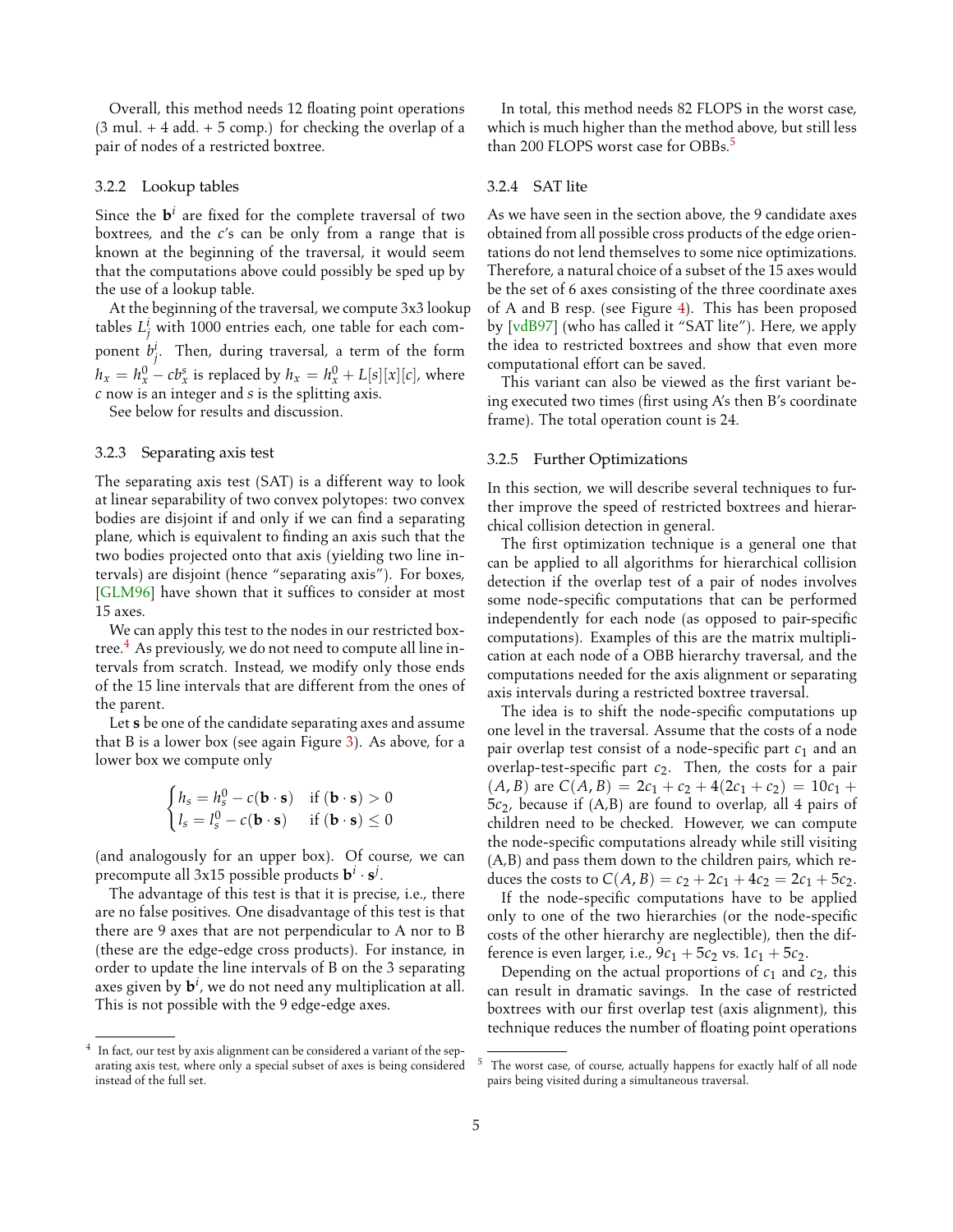Overall, this method needs 12 floating point operations (3 mul. + 4 add. + 5 comp.) for checking the overlap of a pair of nodes of a restricted boxtree.

### 3.2.2 Lookup tables

Since the $\mathbf{b}^i$ are fixed for the complete traversal of two boxtrees, and the $c$'s can be only from a range that is known at the beginning of the traversal, it would seem that the computations above could possibly be sped up by the use of a lookup table.

At the beginning of the traversal, we compute 3x3 lookup tables $L^i_j$ with 1000 entries each, one table for each component $b^i_j$. Then, during traversal, a term of the form $h_x = h^0_x - cb^s_x$ is replaced by $h_x = h^0_x + L[s][x][c]$, where $c$ now is an integer and $s$ is the splitting axis.

See below for results and discussion.

### 3.2.3 Separating axis test

The separating axis test (SAT) is a different way to look at linear separability of two convex polytopes: two convex bodies are disjoint if and only if we can find a separating plane, which is equivalent to finding an axis such that the two bodies projected onto that axis (yielding two line intervals) are disjoint (hence "separating axis"). For boxes, [GLM96] have shown that it suffices to consider at most 15 axes.

We can apply this test to the nodes in our restricted boxtree.[4] As previously, we do not need to compute all line intervals from scratch. Instead, we modify only those ends of the 15 line intervals that are different from the ones of the parent.

Let $\mathbf{s}$ be one of the candidate separating axes and assume that B is a lower box (see again Figure 3). As above, for a lower box we compute only

$$\begin{cases} h_s = h^0_s - c(\mathbf{b} \cdot \mathbf{s}) & \text{if } (\mathbf{b} \cdot \mathbf{s}) > 0 \\ l_s = l^0_s - c(\mathbf{b} \cdot \mathbf{s}) & \text{if } (\mathbf{b} \cdot \mathbf{s}) \leq 0 \end{cases}$$

(and analogously for an upper box). Of course, we can precompute all 3x15 possible products $\mathbf{b}^i \cdot \mathbf{s}^j$.

The advantage of this test is that it is precise, i.e., there are no false positives. One disadvantage of this test is that there are 9 axes that are not perpendicular to A nor to B (these are the edge-edge cross products). For instance, in order to update the line intervals of B on the 3 separating axes given by $\mathbf{b}^i$, we do not need any multiplication at all. This is not possible with the 9 edge-edge axes.

In total, this method needs 82 FLOPS in the worst case, which is much higher than the method above, but still less than 200 FLOPS worst case for OBBs.[5]

### 3.2.4 SAT lite

As we have seen in the section above, the 9 candidate axes obtained from all possible cross products of the edge orientations do not lend themselves to some nice optimizations. Therefore, a natural choice of a subset of the 15 axes would be the set of 6 axes consisting of the three coordinate axes of A and B resp. (see Figure 4). This has been proposed by [vdB97] (who has called it "SAT lite"). Here, we apply the idea to restricted boxtrees and show that even more computational effort can be saved.

This variant can also be viewed as the first variant being executed two times (first using A's then B's coordinate frame). The total operation count is 24.

### 3.2.5 Further Optimizations

In this section, we will describe several techniques to further improve the speed of restricted boxtrees and hierarchical collision detection in general.

The first optimization technique is a general one that can be applied to all algorithms for hierarchical collision detection if the overlap test of a pair of nodes involves some node-specific computations that can be performed independently for each node (as opposed to pair-specific computations). Examples of this are the matrix multiplication at each node of a OBB hierarchy traversal, and the computations needed for the axis alignment or separating axis intervals during a restricted boxtree traversal.

The idea is to shift the node-specific computations up one level in the traversal. Assume that the costs of a node pair overlap test consist of a node-specific part $c_1$ and an overlap-test-specific part $c_2$. Then, the costs for a pair $(A, B)$ are $C(A, B) = 2c_1 + c_2 + 4(2c_1 + c_2) = 10c_1 + 5c_2$, because if (A,B) are found to overlap, all 4 pairs of children need to be checked. However, we can compute the node-specific computations already while still visiting (A,B) and pass them down to the children pairs, which reduces the costs to $C(A, B) = c_2 + 2c_1 + 4c_2 = 2c_1 + 5c_2$.

If the node-specific computations have to be applied only to one of the two hierarchies (or the node-specific costs of the other hierarchy are neglectible), then the difference is even larger, i.e., $9c_1 + 5c_2$ vs. $1c_1 + 5c_2$.

Depending on the actual proportions of $c_1$ and $c_2$, this can result in dramatic savings. In the case of restricted boxtrees with our first overlap test (axis alignment), this technique reduces the number of floating point operations

---

[4] In fact, our test by axis alignment can be considered a variant of the separating axis test, where only a special subset of axes is being considered instead of the full set.

[5] The worst case, of course, actually happens for exactly half of all node pairs being visited during a simultaneous traversal.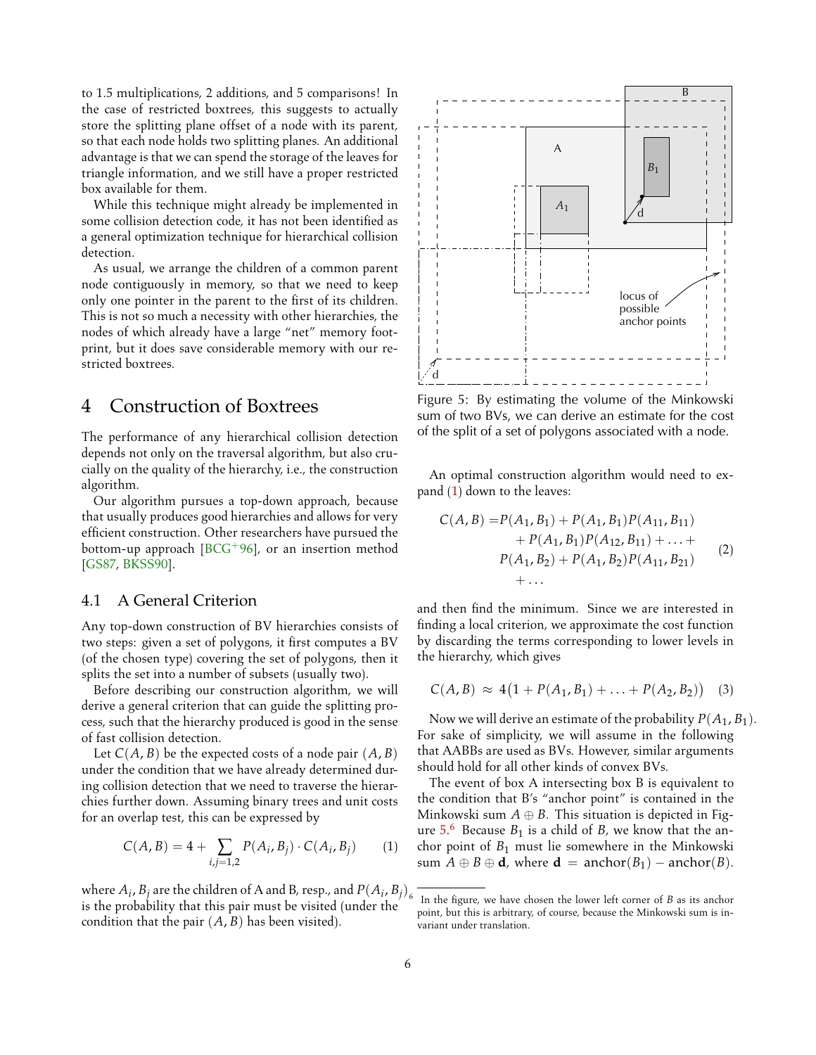to 1.5 multiplications, 2 additions, and 5 comparisons! In the case of restricted boxtrees, this suggests to actually store the splitting plane offset of a node with its parent, so that each node holds two splitting planes. An additional advantage is that we can spend the storage of the leaves for triangle information, and we still have a proper restricted box available for them.

While this technique might already be implemented in some collision detection code, it has not been identified as a general optimization technique for hierarchical collision detection.

As usual, we arrange the children of a common parent node contiguously in memory, so that we need to keep only one pointer in the parent to the first of its children. This is not so much a necessity with other hierarchies, the nodes of which already have a large "net" memory footprint, but it does save considerable memory with our restricted boxtrees.

# 4 Construction of Boxtrees

The performance of any hierarchical collision detection depends not only on the traversal algorithm, but also crucially on the quality of the hierarchy, i.e., the construction algorithm.

Our algorithm pursues a top-down approach, because that usually produces good hierarchies and allows for very efficient construction. Other researchers have pursued the bottom-up approach [BCG+96], or an insertion method [GS87, BKSS90].

## 4.1 A General Criterion

Any top-down construction of BV hierarchies consists of two steps: given a set of polygons, it first computes a BV (of the chosen type) covering the set of polygons, then it splits the set into a number of subsets (usually two).

Before describing our construction algorithm, we will derive a general criterion that can guide the splitting process, such that the hierarchy produced is good in the sense of fast collision detection.

Let $C(A, B)$ be the expected costs of a node pair $(A, B)$ under the condition that we have already determined during collision detection that we need to traverse the hierarchies further down. Assuming binary trees and unit costs for an overlap test, this can be expressed by

$$C(A, B) = 4 + \sum_{i,j=1,2} P(A_i, B_j) \cdot C(A_i, B_j) \qquad (1)$$

where $A_i, B_j$ are the children of A and B, resp., and $P(A_i, B_j)$ is the probability that this pair must be visited (under the condition that the pair $(A, B)$ has been visited).

Figure 5: By estimating the volume of the Minkowski sum of two BVs, we can derive an estimate for the cost of the split of a set of polygons associated with a node.

An optimal construction algorithm would need to expand (1) down to the leaves:

$$\begin{aligned} C(A, B) = &P(A_1, B_1) + P(A_1, B_1)P(A_{11}, B_{11}) \\ &+ P(A_1, B_1)P(A_{12}, B_{11}) + \ldots + \\ &P(A_1, B_2) + P(A_1, B_2)P(A_{11}, B_{21}) \\ &+ \ldots \end{aligned} \qquad (2)$$

and then find the minimum. Since we are interested in finding a local criterion, we approximate the cost function by discarding the terms corresponding to lower levels in the hierarchy, which gives

$$C(A, B) \approx 4\big(1 + P(A_1, B_1) + \ldots + P(A_2, B_2)\big) \qquad (3)$$

Now we will derive an estimate of the probability $P(A_1, B_1)$. For sake of simplicity, we will assume in the following that AABBs are used as BVs. However, similar arguments should hold for all other kinds of convex BVs.

The event of box A intersecting box B is equivalent to the condition that B's "anchor point" is contained in the Minkowski sum $A \oplus B$. This situation is depicted in Figure 5.[6] Because $B_1$ is a child of $B$, we know that the anchor point of $B_1$ must lie somewhere in the Minkowski sum $A \oplus B \oplus \mathbf{d}$, where $\mathbf{d} = \text{anchor}(B_1) - \text{anchor}(B)$.

[6] In the figure, we have chosen the lower left corner of $B$ as its anchor point, but this is arbitrary, of course, because the Minkowski sum is invariant under translation.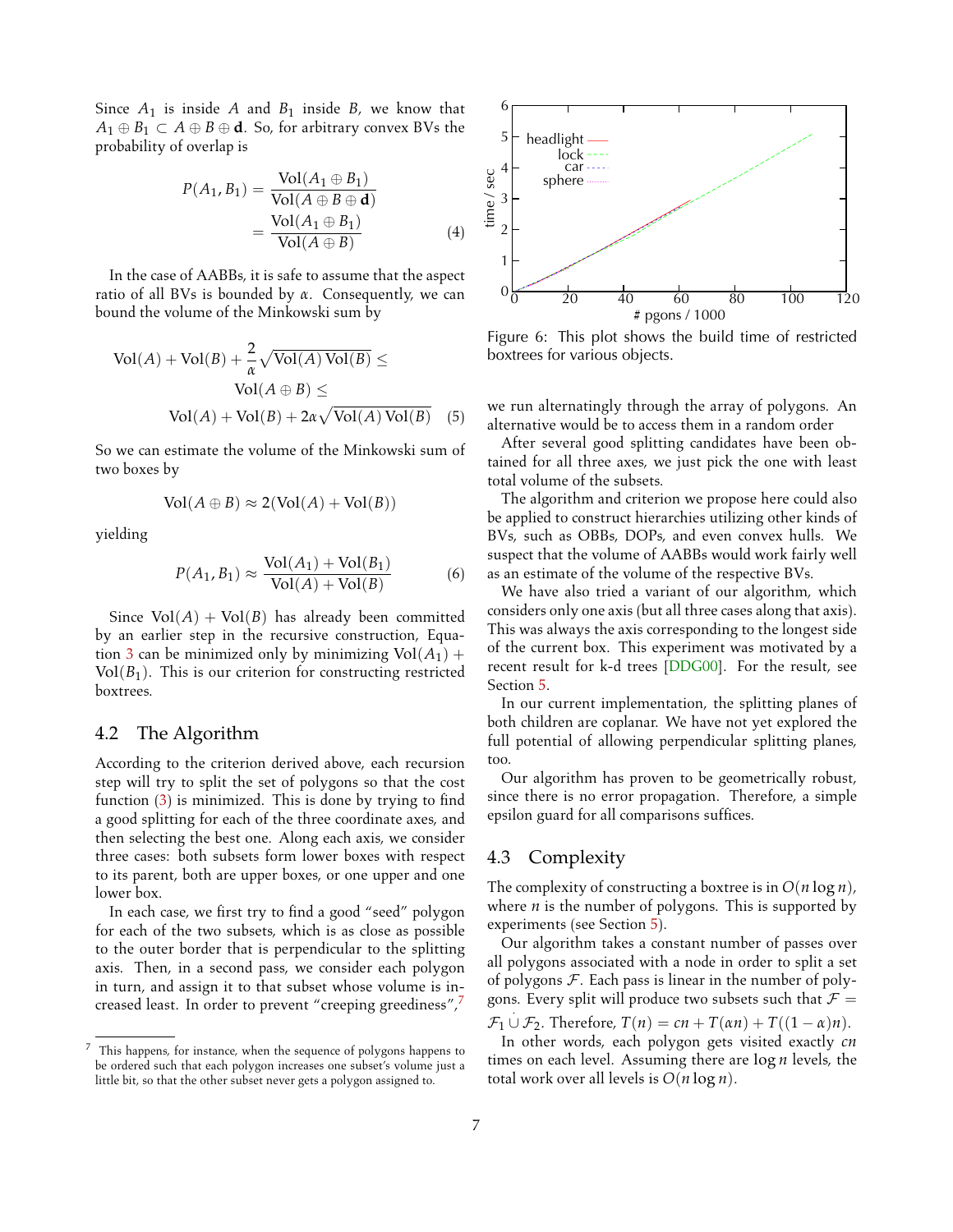Since $A_1$ is inside $A$ and $B_1$ inside $B$, we know that $A_1 \oplus B_1 \subset A \oplus B \oplus \mathbf{d}$. So, for arbitrary convex BVs the probability of overlap is

$$P(A_1, B_1) = \frac{\text{Vol}(A_1 \oplus B_1)}{\text{Vol}(A \oplus B \oplus \mathbf{d})} = \frac{\text{Vol}(A_1 \oplus B_1)}{\text{Vol}(A \oplus B)} \tag{4}$$

In the case of AABBs, it is safe to assume that the aspect ratio of all BVs is bounded by $\alpha$. Consequently, we can bound the volume of the Minkowski sum by

$$\text{Vol}(A) + \text{Vol}(B) + \frac{2}{\alpha}\sqrt{\text{Vol}(A)\,\text{Vol}(B)} \leq \text{Vol}(A \oplus B) \leq \text{Vol}(A) + \text{Vol}(B) + 2\alpha\sqrt{\text{Vol}(A)\,\text{Vol}(B)} \tag{5}$$

So we can estimate the volume of the Minkowski sum of two boxes by

$$\text{Vol}(A \oplus B) \approx 2(\text{Vol}(A) + \text{Vol}(B))$$

yielding

$$P(A_1, B_1) \approx \frac{\text{Vol}(A_1) + \text{Vol}(B_1)}{\text{Vol}(A) + \text{Vol}(B)} \tag{6}$$

Since $\text{Vol}(A) + \text{Vol}(B)$ has already been committed by an earlier step in the recursive construction, Equation 3 can be minimized only by minimizing $\text{Vol}(A_1) + \text{Vol}(B_1)$. This is our criterion for constructing restricted boxtrees.

## 4.2 The Algorithm

According to the criterion derived above, each recursion step will try to split the set of polygons so that the cost function (3) is minimized. This is done by trying to find a good splitting for each of the three coordinate axes, and then selecting the best one. Along each axis, we consider three cases: both subsets form lower boxes with respect to its parent, both are upper boxes, or one upper and one lower box.

In each case, we first try to find a good "seed" polygon for each of the two subsets, which is as close as possible to the outer border that is perpendicular to the splitting axis. Then, in a second pass, we consider each polygon in turn, and assign it to that subset whose volume is increased least. In order to prevent "creeping greediness",[7] we run alternatingly through the array of polygons. An alternative would be to access them in a random order

After several good splitting candidates have been obtained for all three axes, we just pick the one with least total volume of the subsets.

The algorithm and criterion we propose here could also be applied to construct hierarchies utilizing other kinds of BVs, such as OBBs, DOPs, and even convex hulls. We suspect that the volume of AABBs would work fairly well as an estimate of the volume of the respective BVs.

We have also tried a variant of our algorithm, which considers only one axis (but all three cases along that axis). This was always the axis corresponding to the longest side of the current box. This experiment was motivated by a recent result for k-d trees [DDG00]. For the result, see Section 5.

In our current implementation, the splitting planes of both children are coplanar. We have not yet explored the full potential of allowing perpendicular splitting planes, too.

Our algorithm has proven to be geometrically robust, since there is no error propagation. Therefore, a simple epsilon guard for all comparisons suffices.

Figure 6: This plot shows the build time of restricted boxtrees for various objects.

## 4.3 Complexity

The complexity of constructing a boxtree is in $O(n \log n)$, where $n$ is the number of polygons. This is supported by experiments (see Section 5).

Our algorithm takes a constant number of passes over all polygons associated with a node in order to split a set of polygons $\mathcal{F}$. Each pass is linear in the number of polygons. Every split will produce two subsets such that $\mathcal{F} = \mathcal{F}_1 \dot{\cup} \mathcal{F}_2$. Therefore, $T(n) = cn + T(\alpha n) + T((1-\alpha)n)$.

In other words, each polygon gets visited exactly $cn$ times on each level. Assuming there are $\log n$ levels, the total work over all levels is $O(n \log n)$.

[7] This happens, for instance, when the sequence of polygons happens to be ordered such that each polygon increases one subset's volume just a little bit, so that the other subset never gets a polygon assigned to.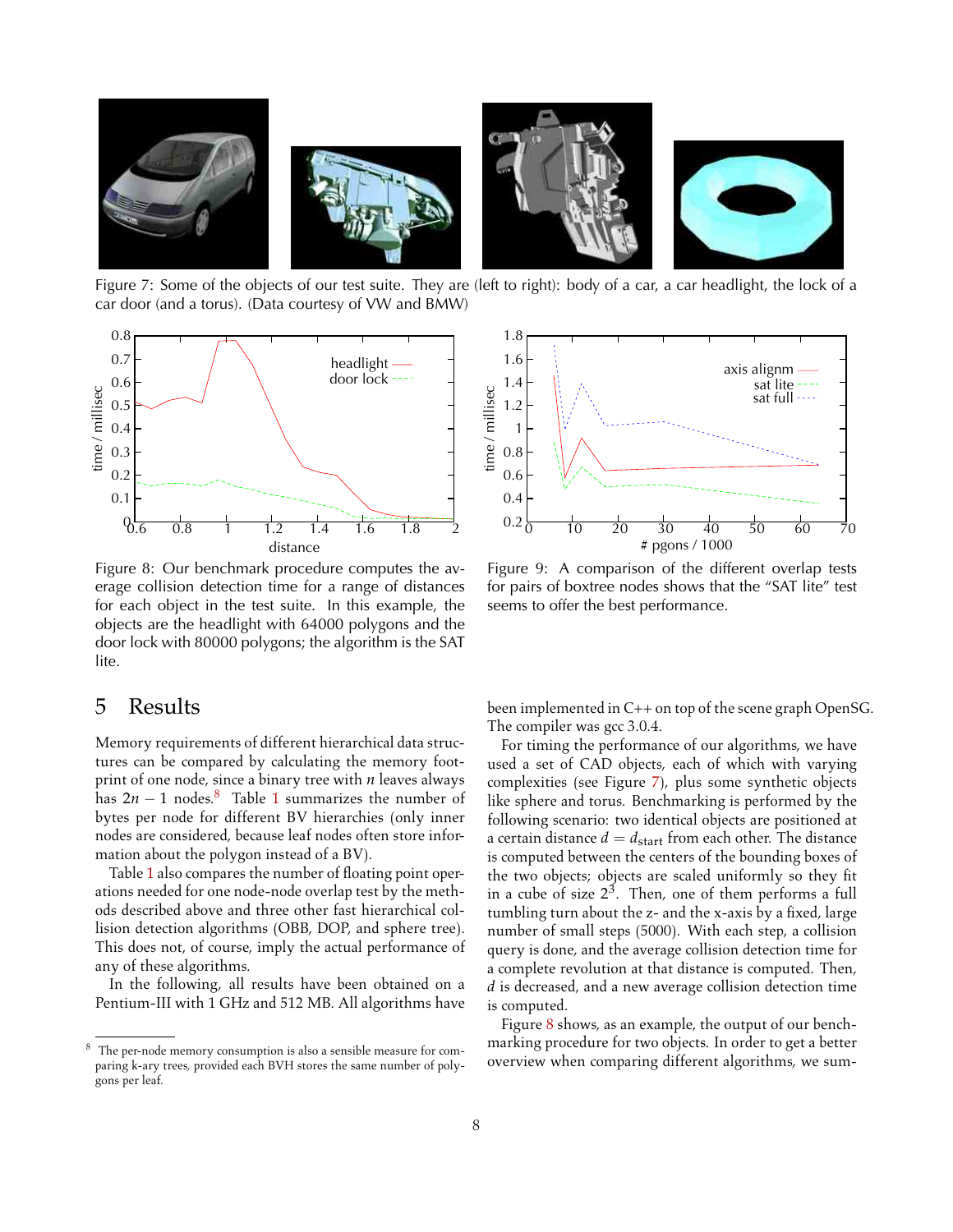Figure 7: Some of the objects of our test suite. They are (left to right): body of a car, a car headlight, the lock of a car door (and a torus). (Data courtesy of VW and BMW)

Figure 8: Our benchmark procedure computes the average collision detection time for a range of distances for each object in the test suite. In this example, the objects are the headlight with 64000 polygons and the door lock with 80000 polygons; the algorithm is the SAT lite.

Figure 9: A comparison of the different overlap tests for pairs of boxtree nodes shows that the "SAT lite" test seems to offer the best performance.

## 5 Results

Memory requirements of different hierarchical data structures can be compared by calculating the memory footprint of one node, since a binary tree with $n$ leaves always has $2n - 1$ nodes.[8] Table 1 summarizes the number of bytes per node for different BV hierarchies (only inner nodes are considered, because leaf nodes often store information about the polygon instead of a BV).

Table 1 also compares the number of floating point operations needed for one node-node overlap test by the methods described above and three other fast hierarchical collision detection algorithms (OBB, DOP, and sphere tree). This does not, of course, imply the actual performance of any of these algorithms.

In the following, all results have been obtained on a Pentium-III with 1 GHz and 512 MB. All algorithms have been implemented in C++ on top of the scene graph OpenSG. The compiler was gcc 3.0.4.

For timing the performance of our algorithms, we have used a set of CAD objects, each of which with varying complexities (see Figure 7), plus some synthetic objects like sphere and torus. Benchmarking is performed by the following scenario: two identical objects are positioned at a certain distance $d = d_{\text{start}}$ from each other. The distance is computed between the centers of the bounding boxes of the two objects; objects are scaled uniformly so they fit in a cube of size $2^3$. Then, one of them performs a full tumbling turn about the z- and the x-axis by a fixed, large number of small steps (5000). With each step, a collision query is done, and the average collision detection time for a complete revolution at that distance is computed. Then, $d$ is decreased, and a new average collision detection time is computed.

Figure 8 shows, as an example, the output of our benchmarking procedure for two objects. In order to get a better overview when comparing different algorithms, we sum-

[8] The per-node memory consumption is also a sensible measure for comparing k-ary trees, provided each BVH stores the same number of polygons per leaf.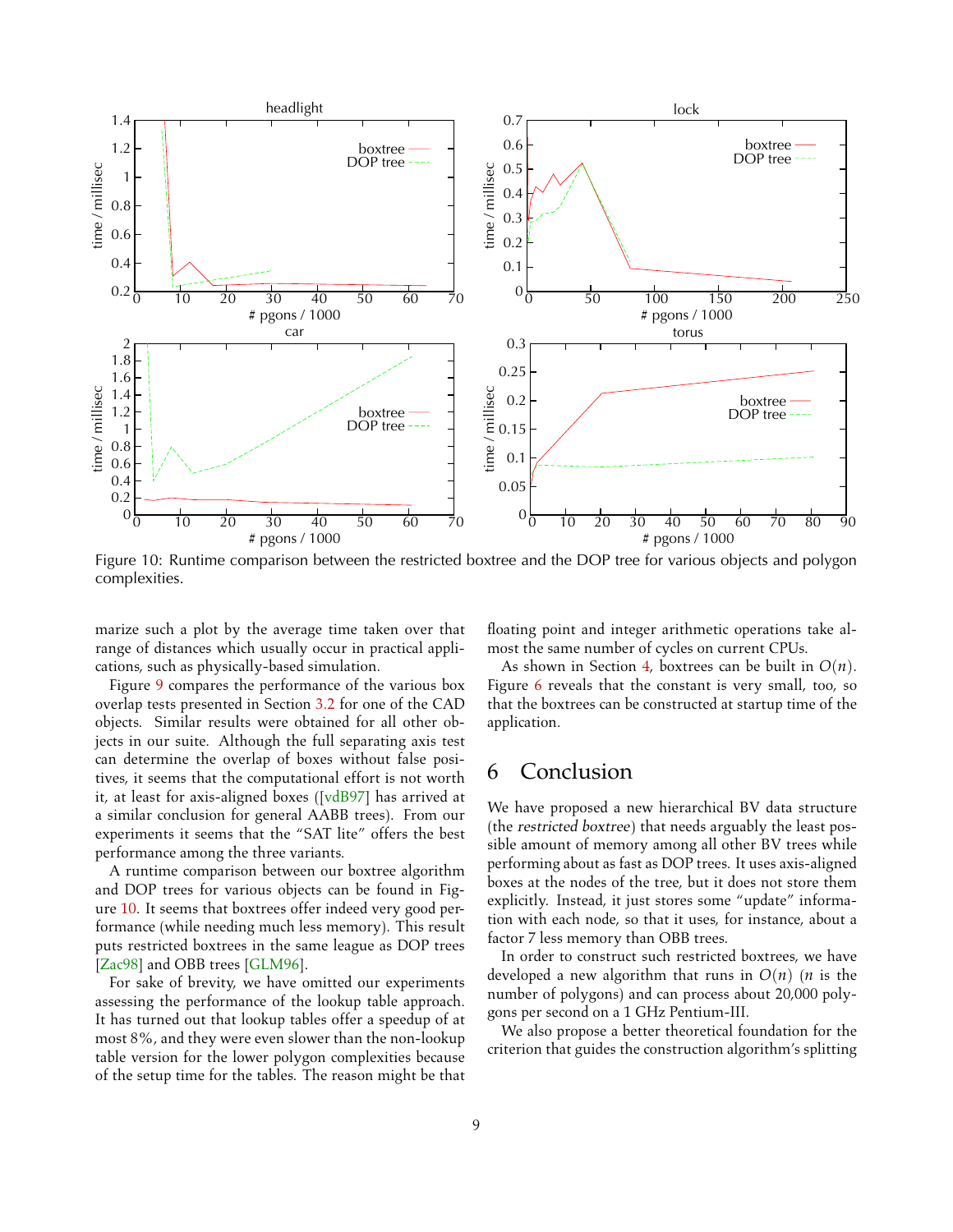Figure 10: Runtime comparison between the restricted boxtree and the DOP tree for various objects and polygon complexities.

marize such a plot by the average time taken over that range of distances which usually occur in practical applications, such as physically-based simulation.

Figure 9 compares the performance of the various box overlap tests presented in Section 3.2 for one of the CAD objects. Similar results were obtained for all other objects in our suite. Although the full separating axis test can determine the overlap of boxes without false positives, it seems that the computational effort is not worth it, at least for axis-aligned boxes ([vdB97] has arrived at a similar conclusion for general AABB trees). From our experiments it seems that the "SAT lite" offers the best performance among the three variants.

A runtime comparison between our boxtree algorithm and DOP trees for various objects can be found in Figure 10. It seems that boxtrees offer indeed very good performance (while needing much less memory). This result puts restricted boxtrees in the same league as DOP trees [Zac98] and OBB trees [GLM96].

For sake of brevity, we have omitted our experiments assessing the performance of the lookup table approach. It has turned out that lookup tables offer a speedup of at most 8%, and they were even slower than the non-lookup table version for the lower polygon complexities because of the setup time for the tables. The reason might be that floating point and integer arithmetic operations take almost the same number of cycles on current CPUs.

As shown in Section 4, boxtrees can be built in $O(n)$. Figure 6 reveals that the constant is very small, too, so that the boxtrees can be constructed at startup time of the application.

# 6 Conclusion

We have proposed a new hierarchical BV data structure (the *restricted boxtree*) that needs arguably the least possible amount of memory among all other BV trees while performing about as fast as DOP trees. It uses axis-aligned boxes at the nodes of the tree, but it does not store them explicitly. Instead, it just stores some "update" information with each node, so that it uses, for instance, about a factor 7 less memory than OBB trees.

In order to construct such restricted boxtrees, we have developed a new algorithm that runs in $O(n)$ ($n$ is the number of polygons) and can process about 20,000 polygons per second on a 1 GHz Pentium-III.

We also propose a better theoretical foundation for the criterion that guides the construction algorithm's splitting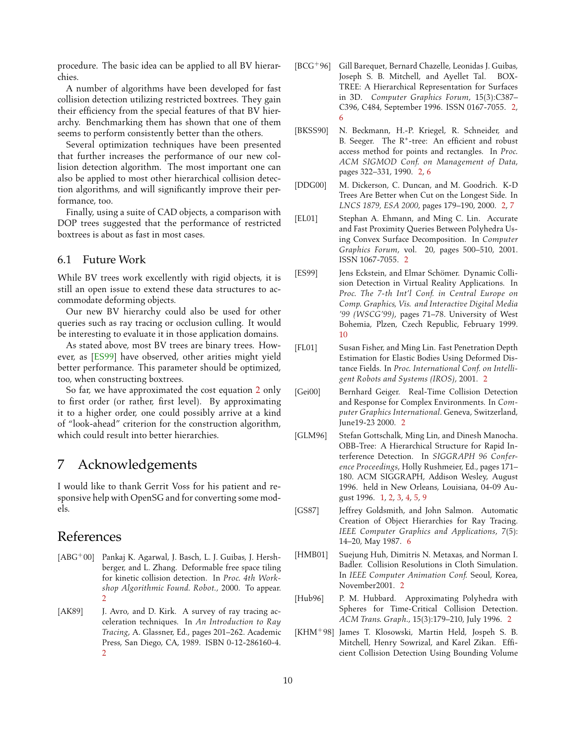procedure. The basic idea can be applied to all BV hierarchies.

A number of algorithms have been developed for fast collision detection utilizing restricted boxtrees. They gain their efficiency from the special features of that BV hierarchy. Benchmarking them has shown that one of them seems to perform consistently better than the others.

Several optimization techniques have been presented that further increases the performance of our new collision detection algorithm. The most important one can also be applied to most other hierarchical collision detection algorithms, and will significantly improve their performance, too.

Finally, using a suite of CAD objects, a comparison with DOP trees suggested that the performance of restricted boxtrees is about as fast in most cases.

## 6.1 Future Work

While BV trees work excellently with rigid objects, it is still an open issue to extend these data structures to accommodate deforming objects.

Our new BV hierarchy could also be used for other queries such as ray tracing or occlusion culling. It would be interesting to evaluate it in those application domains.

As stated above, most BV trees are binary trees. However, as [ES99] have observed, other arities might yield better performance. This parameter should be optimized, too, when constructing boxtrees.

So far, we have approximated the cost equation 2 only to first order (or rather, first level). By approximating it to a higher order, one could possibly arrive at a kind of "look-ahead" criterion for the construction algorithm, which could result into better hierarchies.

# 7 Acknowledgements

I would like to thank Gerrit Voss for his patient and responsive help with OpenSG and for converting some models.

# References

[ABG+00] Pankaj K. Agarwal, J. Basch, L. J. Guibas, J. Hershberger, and L. Zhang. Deformable free space tiling for kinetic collision detection. In *Proc. 4th Workshop Algorithmic Found. Robot.*, 2000. To appear. 2

[AK89] J. Avro, and D. Kirk. A survey of ray tracing acceleration techniques. In *An Introduction to Ray Tracing*, A. Glassner, Ed., pages 201–262. Academic Press, San Diego, CA, 1989. ISBN 0-12-286160-4. 2

[BCG+96] Gill Barequet, Bernard Chazelle, Leonidas J. Guibas, Joseph S. B. Mitchell, and Ayellet Tal. BOXTREE: A Hierarchical Representation for Surfaces in 3D. *Computer Graphics Forum*, 15(3):C387–C396, C484, September 1996. ISSN 0167-7055. 2, 6

[BKSS90] N. Beckmann, H.-P. Kriegel, R. Schneider, and B. Seeger. The R*-tree: An efficient and robust access method for points and rectangles. In *Proc. ACM SIGMOD Conf. on Management of Data*, pages 322–331, 1990. 2, 6

[DDG00] M. Dickerson, C. Duncan, and M. Goodrich. K-D Trees Are Better when Cut on the Longest Side. In *LNCS 1879, ESA 2000*, pages 179–190, 2000. 2, 7

[EL01] Stephan A. Ehmann, and Ming C. Lin. Accurate and Fast Proximity Queries Between Polyhedra Using Convex Surface Decomposition. In *Computer Graphics Forum*, vol. 20, pages 500–510, 2001. ISSN 1067-7055. 2

[ES99] Jens Eckstein, and Elmar Schömer. Dynamic Collision Detection in Virtual Reality Applications. In *Proc. The 7-th Int'l Conf. in Central Europe on Comp. Graphics, Vis. and Interactive Digital Media '99 (WSCG'99)*, pages 71–78. University of West Bohemia, Plzen, Czech Republic, February 1999. 10

[FL01] Susan Fisher, and Ming Lin. Fast Penetration Depth Estimation for Elastic Bodies Using Deformed Distance Fields. In *Proc. International Conf. on Intelligent Robots and Systems (IROS)*, 2001. 2

[Gei00] Bernhard Geiger. Real-Time Collision Detection and Response for Complex Environments. In *Computer Graphics International*. Geneva, Switzerland, June19-23 2000. 2

[GLM96] Stefan Gottschalk, Ming Lin, and Dinesh Manocha. OBB-Tree: A Hierarchical Structure for Rapid Interference Detection. In *SIGGRAPH 96 Conference Proceedings*, Holly Rushmeier, Ed., pages 171–180. ACM SIGGRAPH, Addison Wesley, August 1996. held in New Orleans, Louisiana, 04-09 August 1996. 1, 2, 3, 4, 5, 9

[GS87] Jeffrey Goldsmith, and John Salmon. Automatic Creation of Object Hierarchies for Ray Tracing. *IEEE Computer Graphics and Applications*, 7(5): 14–20, May 1987. 6

[HMB01] Suejung Huh, Dimitris N. Metaxas, and Norman I. Badler. Collision Resolutions in Cloth Simulation. In *IEEE Computer Animation Conf.* Seoul, Korea, November2001. 2

[Hub96] P. M. Hubbard. Approximating Polyhedra with Spheres for Time-Critical Collision Detection. *ACM Trans. Graph.*, 15(3):179–210, July 1996. 2

[KHM+98] James T. Klosowski, Martin Held, Jospeh S. B. Mitchell, Henry Sowrizal, and Karel Zikan. Efficient Collision Detection Using Bounding Volume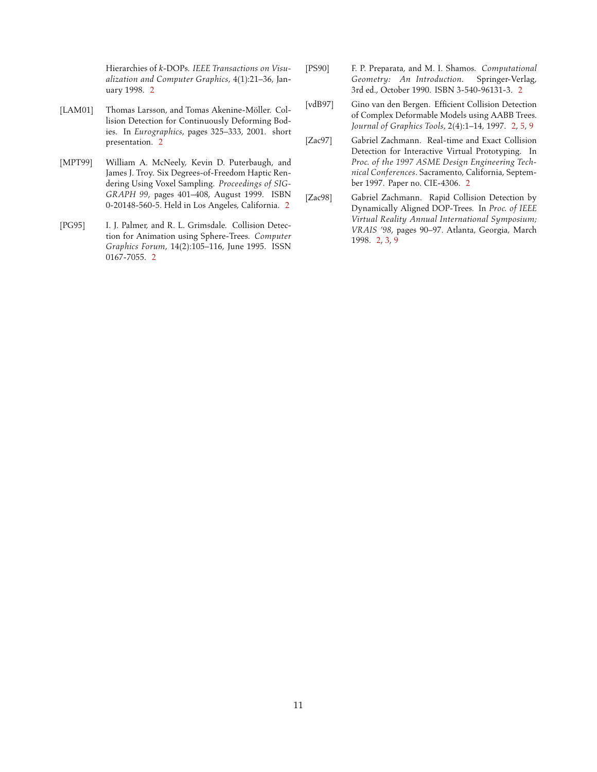Hierarchies of $k$-DOPs. *IEEE Transactions on Visualization and Computer Graphics*, 4(1):21–36, January 1998. 2

[LAM01] Thomas Larsson, and Tomas Akenine-Möller. Collision Detection for Continuously Deforming Bodies. In *Eurographics*, pages 325–333, 2001. short presentation. 2

[MPT99] William A. McNeely, Kevin D. Puterbaugh, and James J. Troy. Six Degrees-of-Freedom Haptic Rendering Using Voxel Sampling. *Proceedings of SIGGRAPH 99*, pages 401–408, August 1999. ISBN 0-20148-560-5. Held in Los Angeles, California. 2

[PG95] I. J. Palmer, and R. L. Grimsdale. Collision Detection for Animation using Sphere-Trees. *Computer Graphics Forum*, 14(2):105–116, June 1995. ISSN 0167-7055. 2

[PS90] F. P. Preparata, and M. I. Shamos. *Computational Geometry: An Introduction*. Springer-Verlag, 3rd ed., October 1990. ISBN 3-540-96131-3. 2

[vdB97] Gino van den Bergen. Efficient Collision Detection of Complex Deformable Models using AABB Trees. *Journal of Graphics Tools*, 2(4):1–14, 1997. 2, 5, 9

[Zac97] Gabriel Zachmann. Real-time and Exact Collision Detection for Interactive Virtual Prototyping. In *Proc. of the 1997 ASME Design Engineering Technical Conferences*. Sacramento, California, September 1997. Paper no. CIE-4306. 2

[Zac98] Gabriel Zachmann. Rapid Collision Detection by Dynamically Aligned DOP-Trees. In *Proc. of IEEE Virtual Reality Annual International Symposium; VRAIS '98*, pages 90–97. Atlanta, Georgia, March 1998. 2, 3, 9